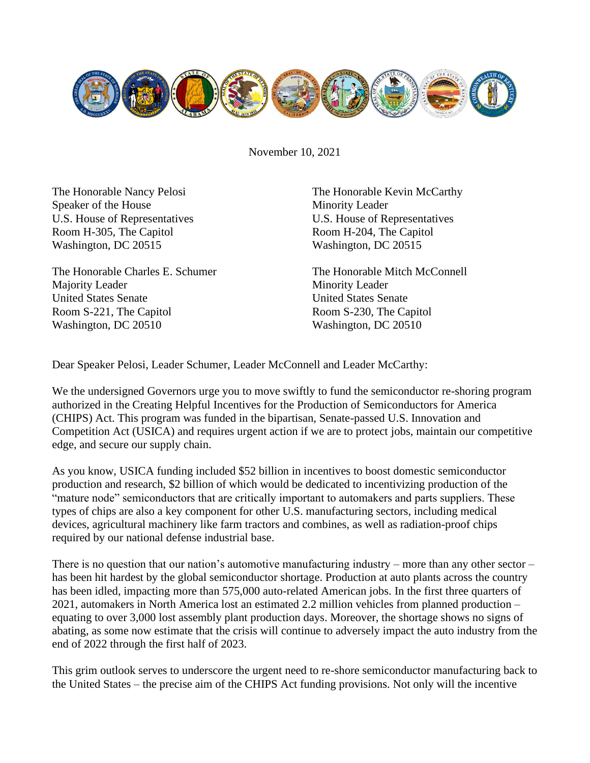November 10, 2021

The Honorable Nancy Pelosi
Speaker of the House
U.S. House of Representatives
Room H-305, The Capitol
Washington, DC 20515

The Honorable Kevin McCarthy
Minority Leader
U.S. House of Representatives
Room H-204, The Capitol
Washington, DC 20515

The Honorable Charles E. Schumer
Majority Leader
United States Senate
Room S-221, The Capitol
Washington, DC 20510

The Honorable Mitch McConnell
Minority Leader
United States Senate
Room S-230, The Capitol
Washington, DC 20510

Dear Speaker Pelosi, Leader Schumer, Leader McConnell and Leader McCarthy:

We the undersigned Governors urge you to move swiftly to fund the semiconductor re-shoring program authorized in the Creating Helpful Incentives for the Production of Semiconductors for America (CHIPS) Act. This program was funded in the bipartisan, Senate-passed U.S. Innovation and Competition Act (USICA) and requires urgent action if we are to protect jobs, maintain our competitive edge, and secure our supply chain.

As you know, USICA funding included $52 billion in incentives to boost domestic semiconductor production and research, $2 billion of which would be dedicated to incentivizing production of the "mature node" semiconductors that are critically important to automakers and parts suppliers. These types of chips are also a key component for other U.S. manufacturing sectors, including medical devices, agricultural machinery like farm tractors and combines, as well as radiation-proof chips required by our national defense industrial base.

There is no question that our nation's automotive manufacturing industry – more than any other sector – has been hit hardest by the global semiconductor shortage. Production at auto plants across the country has been idled, impacting more than 575,000 auto-related American jobs. In the first three quarters of 2021, automakers in North America lost an estimated 2.2 million vehicles from planned production – equating to over 3,000 lost assembly plant production days. Moreover, the shortage shows no signs of abating, as some now estimate that the crisis will continue to adversely impact the auto industry from the end of 2022 through the first half of 2023.

This grim outlook serves to underscore the urgent need to re-shore semiconductor manufacturing back to the United States – the precise aim of the CHIPS Act funding provisions. Not only will the incentive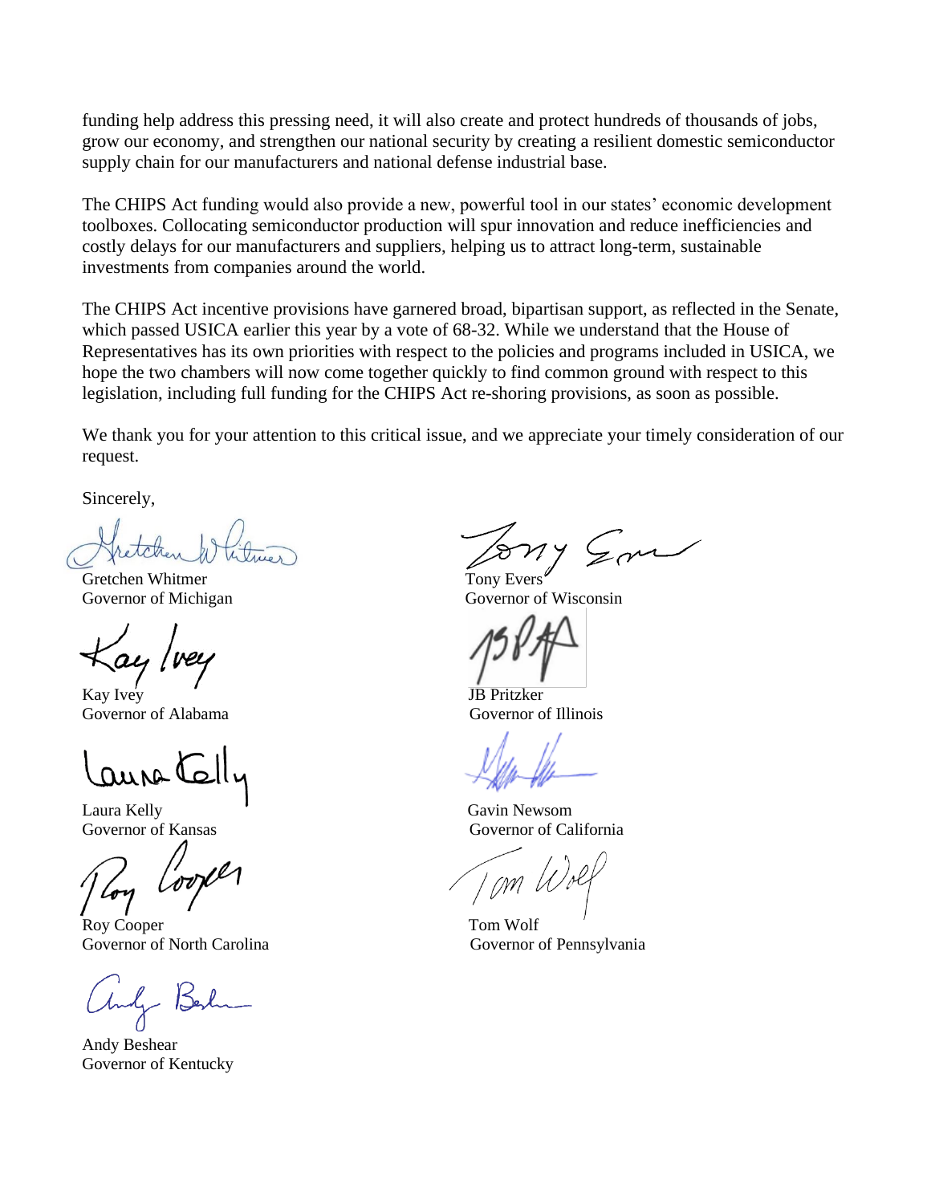funding help address this pressing need, it will also create and protect hundreds of thousands of jobs, grow our economy, and strengthen our national security by creating a resilient domestic semiconductor supply chain for our manufacturers and national defense industrial base.

The CHIPS Act funding would also provide a new, powerful tool in our states' economic development toolboxes. Collocating semiconductor production will spur innovation and reduce inefficiencies and costly delays for our manufacturers and suppliers, helping us to attract long-term, sustainable investments from companies around the world.

The CHIPS Act incentive provisions have garnered broad, bipartisan support, as reflected in the Senate, which passed USICA earlier this year by a vote of 68-32. While we understand that the House of Representatives has its own priorities with respect to the policies and programs included in USICA, we hope the two chambers will now come together quickly to find common ground with respect to this legislation, including full funding for the CHIPS Act re-shoring provisions, as soon as possible.

We thank you for your attention to this critical issue, and we appreciate your timely consideration of our request.

Sincerely,

Gretchen Whitmer
Governor of Michigan

Tony Evers
Governor of Wisconsin

Kay Ivey
Governor of Alabama

JB Pritzker
Governor of Illinois

Laura Kelly
Governor of Kansas

Gavin Newsom
Governor of California

Roy Cooper
Governor of North Carolina

Tom Wolf
Governor of Pennsylvania

Andy Beshear
Governor of Kentucky